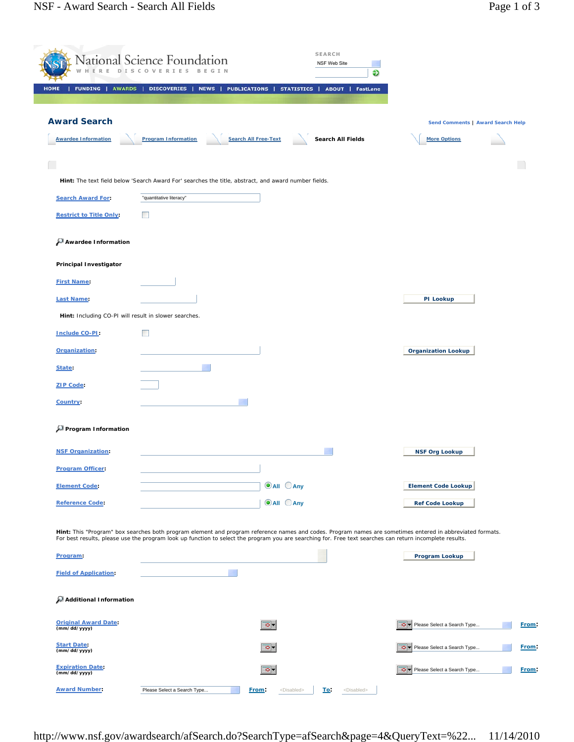National Science Foundation
WHERE DISCOVERIES BEGIN

SEARCH
NSF Web Site

HOME | FUNDING | AWARDS | DISCOVERIES | NEWS | PUBLICATIONS | STATISTICS | ABOUT | FastLane

## Award Search

Send Comments | Award Search Help

Awardee Information | Program Information | Search All Free-Text | **Search All Fields** | More Options

**Hint:** The text field below 'Search Award For' searches the title, abstract, and award number fields.

Search Award For: "quantitative literacy"

Restrict to Title Only:

### Awardee Information

**Principal Investigator**

First Name:

Last Name: PI Lookup

**Hint:** Including CO-PI will result in slower searches.

Include CO-PI:

Organization: Organization Lookup

State:

ZIP Code:

Country:

### Program Information

NSF Organization: NSF Org Lookup

Program Officer:

Element Code: All Any Element Code Lookup

Reference Code: All Any Ref Code Lookup

**Hint:** This "Program" box searches both program element and program reference names and codes. Program names are sometimes entered in abbreviated formats. For best results, please use the program look up function to select the program you are searching for. Free text searches can return incomplete results.

Program: Program Lookup

Field of Application:

### Additional Information

Original Award Date: (mm/dd/yyyy) Please Select a Search Type... From:

Start Date: (mm/dd/yyyy) Please Select a Search Type... From:

Expiration Date: (mm/dd/yyyy) Please Select a Search Type... From:

Award Number: Please Select a Search Type... From: <Disabled> To: <Disabled>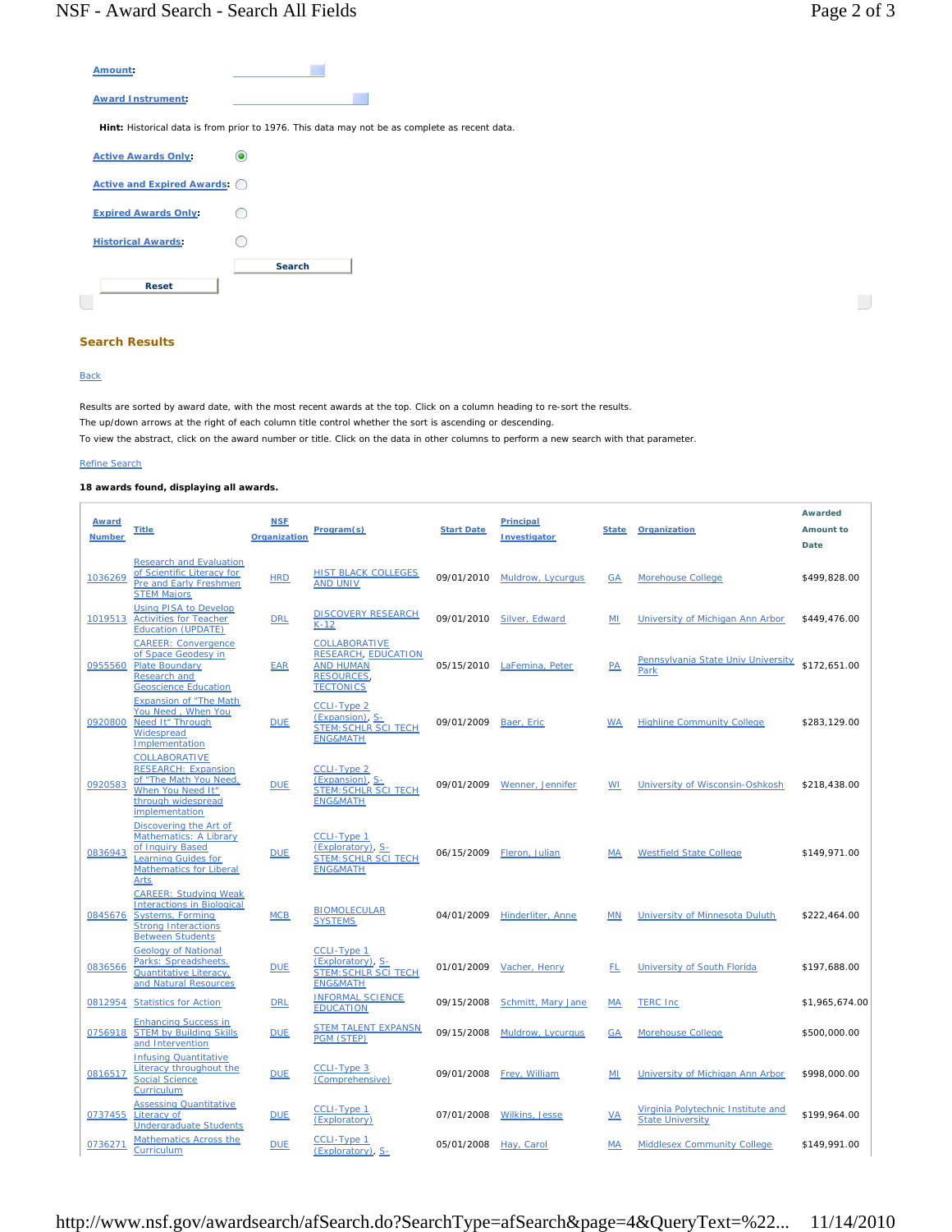**Amount**:

**Award Instrument**:

**Hint:** Historical data is from prior to 1976. This data may not be as complete as recent data.

**Active Awards Only**: (selected)

**Active and Expired Awards**:

**Expired Awards Only**:

**Historical Awards**:

Search

Reset

## Search Results

Back

Results are sorted by award date, with the most recent awards at the top. Click on a column heading to re-sort the results.
The up/down arrows at the right of each column title control whether the sort is ascending or descending.
To view the abstract, click on the award number or title. Click on the data in other columns to perform a new search with that parameter.

Refine Search

**18 awards found, displaying all awards.**

| Award Number | Title | NSF Organization | Program(s) | Start Date | Principal Investigator | State | Organization | Awarded Amount to Date |
|---|---|---|---|---|---|---|---|---|
| 1036269 | Research and Evaluation of Scientific Literacy for Pre and Early Freshmen STEM Majors | HRD | HIST BLACK COLLEGES AND UNIV | 09/01/2010 | Muldrow, Lycurgus | GA | Morehouse College | $499,828.00 |
| 1019513 | Using PISA to Develop Activities for Teacher Education (UPDATE) | DRL | DISCOVERY RESEARCH K-12 | 09/01/2010 | Silver, Edward | MI | University of Michigan Ann Arbor | $449,476.00 |
| 0955560 | CAREER: Convergence of Space Geodesy in Plate Boundary Research and Geoscience Education | EAR | COLLABORATIVE RESEARCH, EDUCATION AND HUMAN RESOURCES, TECTONICS | 05/15/2010 | LaFemina, Peter | PA | Pennsylvania State Univ University Park | $172,651.00 |
| 0920800 | Expansion of "The Math You Need , When You Need It" Through Widespread Implementation | DUE | CCLI-Type 2 (Expansion), S-STEM:SCHLR SCI TECH ENG&MATH | 09/01/2009 | Baer, Eric | WA | Highline Community College | $283,129.00 |
| 0920583 | COLLABORATIVE RESEARCH: Expansion of "The Math You Need, When You Need It" through widespread implementation | DUE | CCLI-Type 2 (Expansion), S-STEM:SCHLR SCI TECH ENG&MATH | 09/01/2009 | Wenner, Jennifer | WI | University of Wisconsin-Oshkosh | $218,438.00 |
| 0836943 | Discovering the Art of Mathematics: A Library of Inquiry Based Learning Guides for Mathematics for Liberal Arts | DUE | CCLI-Type 1 (Exploratory), S-STEM:SCHLR SCI TECH ENG&MATH | 06/15/2009 | Fleron, Julian | MA | Westfield State College | $149,971.00 |
| 0845676 | CAREER: Studying Weak Interactions in Biological Systems, Forming Strong Interactions Between Students | MCB | BIOMOLECULAR SYSTEMS | 04/01/2009 | Hinderliter, Anne | MN | University of Minnesota Duluth | $222,464.00 |
| 0836566 | Geology of National Parks: Spreadsheets, Quantitative Literacy, and Natural Resources | DUE | CCLI-Type 1 (Exploratory), S-STEM:SCHLR SCI TECH ENG&MATH | 01/01/2009 | Vacher, Henry | FL | University of South Florida | $197,688.00 |
| 0812954 | Statistics for Action | DRL | INFORMAL SCIENCE EDUCATION | 09/15/2008 | Schmitt, Mary Jane | MA | TERC Inc | $1,965,674.00 |
| 0756918 | Enhancing Success in STEM by Building Skills and Intervention | DUE | STEM TALENT EXPANSN PGM (STEP) | 09/15/2008 | Muldrow, Lycurgus | GA | Morehouse College | $500,000.00 |
| 0816517 | Infusing Quantitative Literacy throughout the Social Science Curriculum | DUE | CCLI-Type 3 (Comprehensive) | 09/01/2008 | Frey, William | MI | University of Michigan Ann Arbor | $998,000.00 |
| 0737455 | Assessing Quantitative Literacy of Undergraduate Students | DUE | CCLI-Type 1 (Exploratory) | 07/01/2008 | Wilkins, Jesse | VA | Virginia Polytechnic Institute and State University | $199,964.00 |
| 0736271 | Mathematics Across the Curriculum | DUE | CCLI-Type 1 (Exploratory), S- | 05/01/2008 | Hay, Carol | MA | Middlesex Community College | $149,991.00 |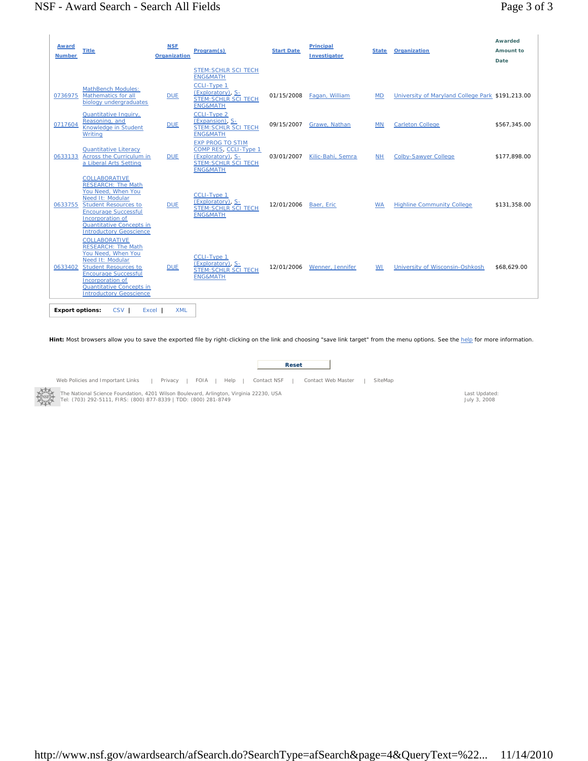| Award Number | Title | NSF Organization | Program(s) | Start Date | Principal Investigator | State | Organization | Awarded Amount to Date |
|---|---|---|---|---|---|---|---|---|
| | | | STEM:SCHLR SCI TECH ENG&MATH | | | | | |
| 0736975 | MathBench Modules: Mathematics for all biology undergraduates | DUE | CCLI-Type 1 (Exploratory), S-STEM:SCHLR SCI TECH ENG&MATH | 01/15/2008 | Fagan, William | MD | University of Maryland College Park | $191,213.00 |
| 0717604 | Quantitative Inquiry, Reasoning, and Knowledge in Student Writing | DUE | CCLI-Type 2 (Expansion), S-STEM:SCHLR SCI TECH ENG&MATH | 09/15/2007 | Grawe, Nathan | MN | Carleton College | $567,345.00 |
| 0633133 | Quantitative Literacy Across the Curriculum in a Liberal Arts Setting | DUE | EXP PROG TO STIM COMP RES, CCLI-Type 1 (Exploratory), S-STEM:SCHLR SCI TECH ENG&MATH | 03/01/2007 | Kilic-Bahi, Semra | NH | Colby-Sawyer College | $177,898.00 |
| 0633755 | COLLABORATIVE RESEARCH: The Math You Need, When You Need It: Modular Student Resources to Encourage Successful Incorporation of Quantitative Concepts in Introductory Geoscience | DUE | CCLI-Type 1 (Exploratory), S-STEM:SCHLR SCI TECH ENG&MATH | 12/01/2006 | Baer, Eric | WA | Highline Community College | $131,358.00 |
| 0633402 | COLLABORATIVE RESEARCH: The Math You Need, When You Need It: Modular Student Resources to Encourage Successful Incorporation of Quantitative Concepts in Introductory Geoscience | DUE | CCLI-Type 1 (Exploratory), S-STEM:SCHLR SCI TECH ENG&MATH | 12/01/2006 | Wenner, Jennifer | WI | University of Wisconsin-Oshkosh | $68,629.00 |

**Export options:** CSV | Excel | XML

**Hint:** Most browsers allow you to save the exported file by right-clicking on the link and choosing "save link target" from the menu options. See the help for more information.

Reset

Web Policies and Important Links | Privacy | FOIA | Help | Contact NSF | Contact Web Master | SiteMap

The National Science Foundation, 4201 Wilson Boulevard, Arlington, Virginia 22230, USA
Tel: (703) 292-5111, FIRS: (800) 877-8339 | TDD: (800) 281-8749

Last Updated:
July 3, 2008